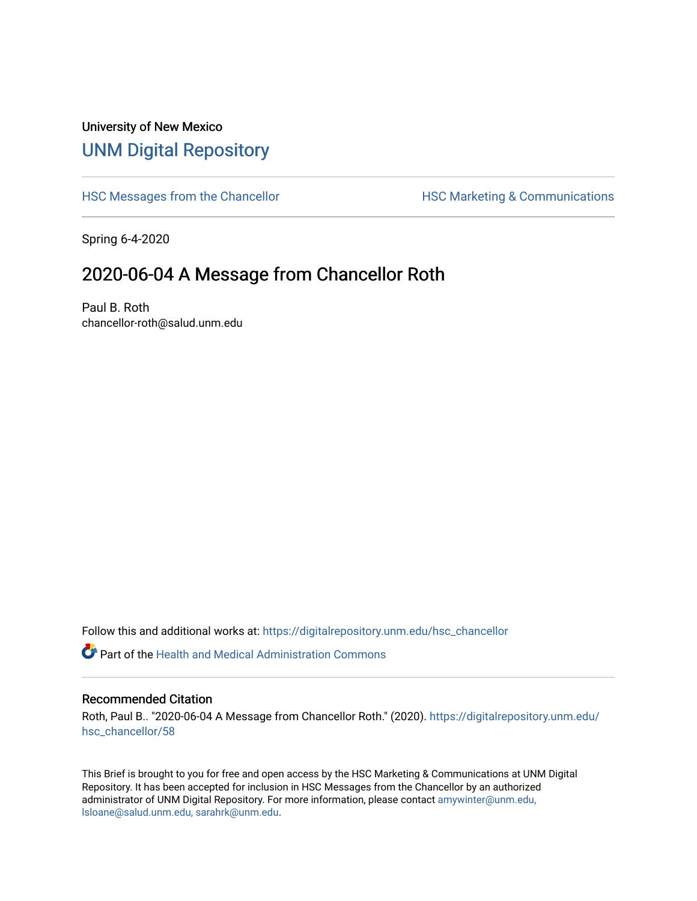University of New Mexico

# UNM Digital Repository

HSC Messages from the Chancellor

HSC Marketing & Communications

Spring 6-4-2020

## 2020-06-04 A Message from Chancellor Roth

Paul B. Roth
chancellor-roth@salud.unm.edu

Follow this and additional works at: https://digitalrepository.unm.edu/hsc_chancellor

Part of the Health and Medical Administration Commons

### Recommended Citation

Roth, Paul B.. "2020-06-04 A Message from Chancellor Roth." (2020). https://digitalrepository.unm.edu/hsc_chancellor/58

This Brief is brought to you for free and open access by the HSC Marketing & Communications at UNM Digital Repository. It has been accepted for inclusion in HSC Messages from the Chancellor by an authorized administrator of UNM Digital Repository. For more information, please contact amywinter@unm.edu, lsloane@salud.unm.edu, sarahrk@unm.edu.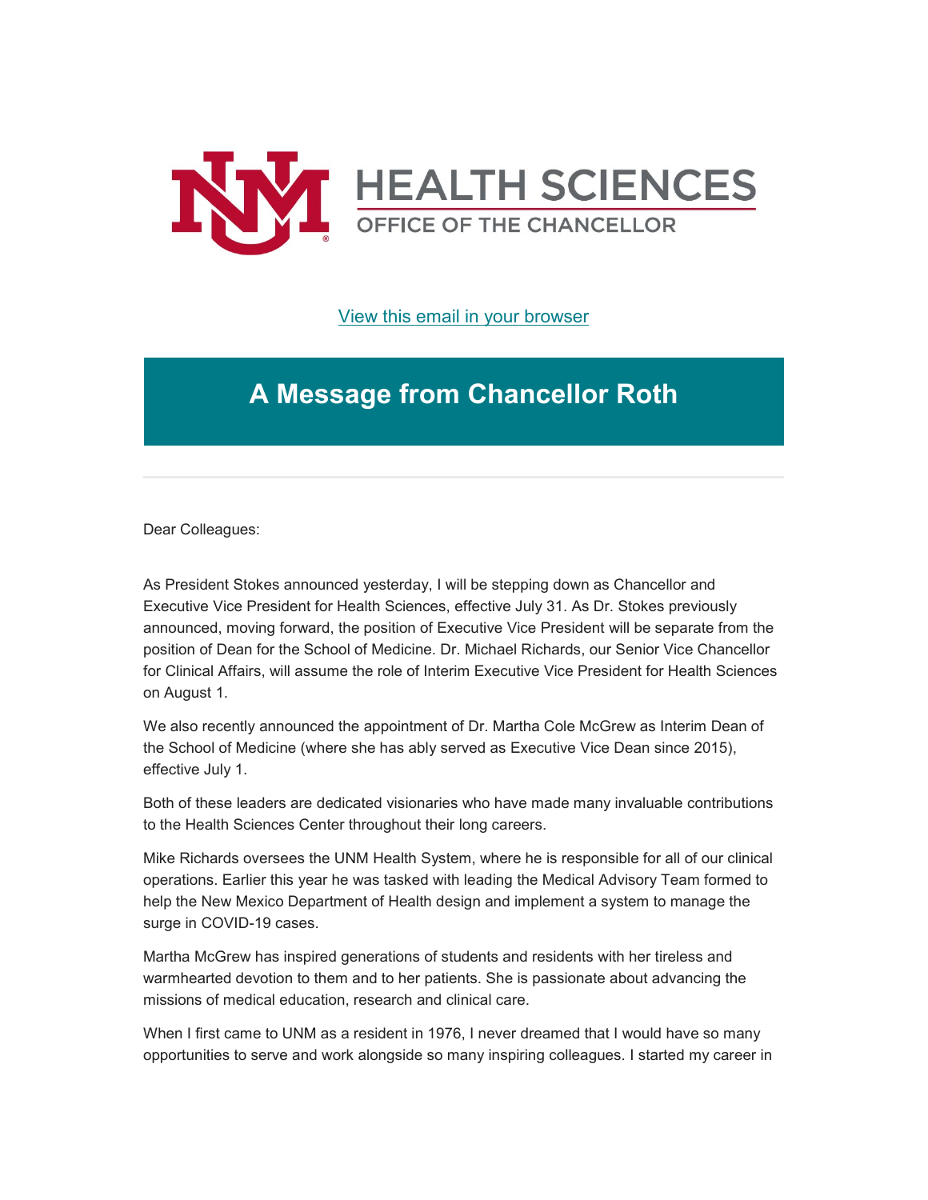View this email in your browser

# A Message from Chancellor Roth

---

Dear Colleagues:

As President Stokes announced yesterday, I will be stepping down as Chancellor and Executive Vice President for Health Sciences, effective July 31. As Dr. Stokes previously announced, moving forward, the position of Executive Vice President will be separate from the position of Dean for the School of Medicine. Dr. Michael Richards, our Senior Vice Chancellor for Clinical Affairs, will assume the role of Interim Executive Vice President for Health Sciences on August 1.

We also recently announced the appointment of Dr. Martha Cole McGrew as Interim Dean of the School of Medicine (where she has ably served as Executive Vice Dean since 2015), effective July 1.

Both of these leaders are dedicated visionaries who have made many invaluable contributions to the Health Sciences Center throughout their long careers.

Mike Richards oversees the UNM Health System, where he is responsible for all of our clinical operations. Earlier this year he was tasked with leading the Medical Advisory Team formed to help the New Mexico Department of Health design and implement a system to manage the surge in COVID-19 cases.

Martha McGrew has inspired generations of students and residents with her tireless and warmhearted devotion to them and to her patients. She is passionate about advancing the missions of medical education, research and clinical care.

When I first came to UNM as a resident in 1976, I never dreamed that I would have so many opportunities to serve and work alongside so many inspiring colleagues. I started my career in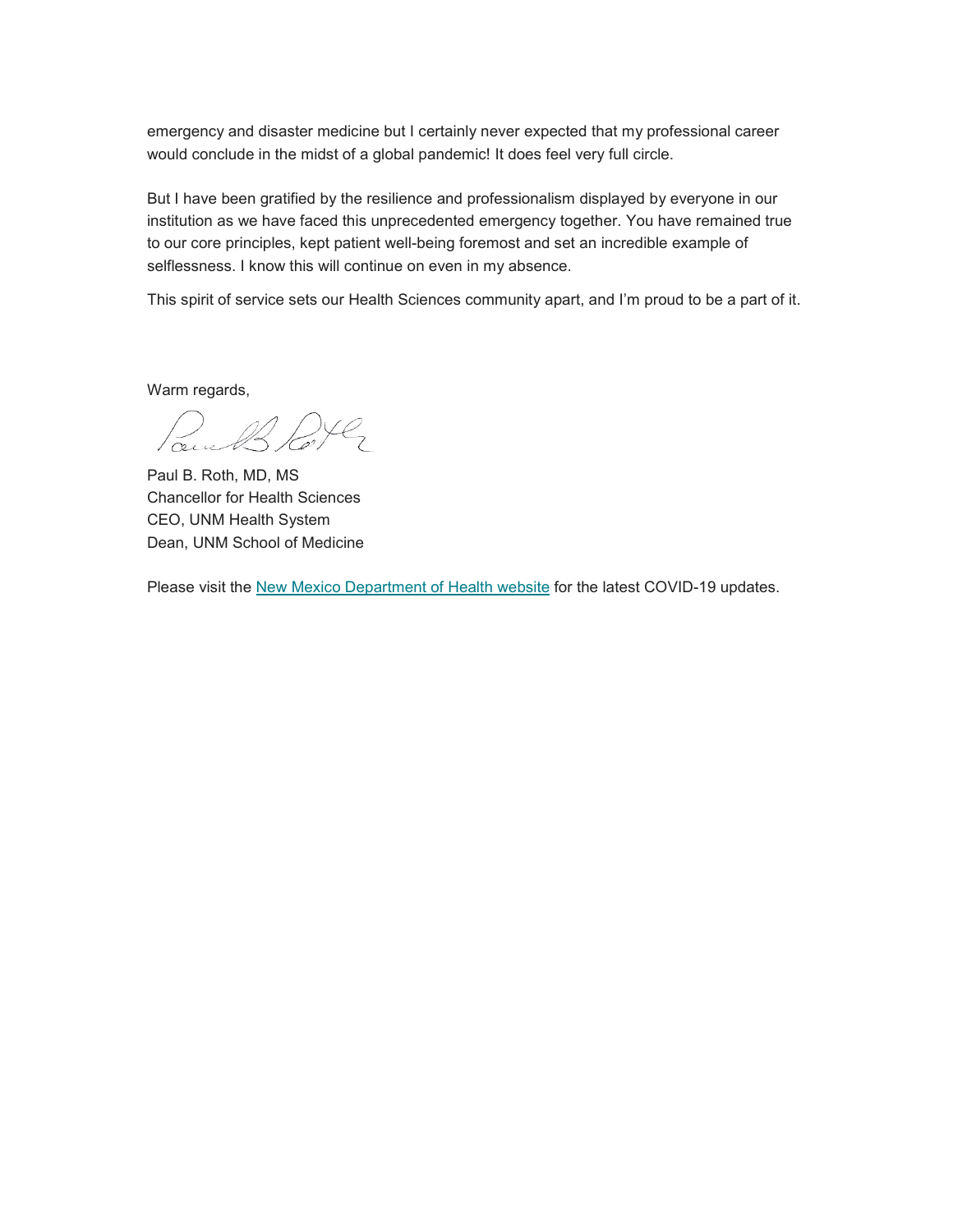emergency and disaster medicine but I certainly never expected that my professional career would conclude in the midst of a global pandemic! It does feel very full circle.

But I have been gratified by the resilience and professionalism displayed by everyone in our institution as we have faced this unprecedented emergency together. You have remained true to our core principles, kept patient well-being foremost and set an incredible example of selflessness. I know this will continue on even in my absence.

This spirit of service sets our Health Sciences community apart, and I'm proud to be a part of it.

Warm regards,

Paul B. Roth, MD, MS
Chancellor for Health Sciences
CEO, UNM Health System
Dean, UNM School of Medicine

Please visit the New Mexico Department of Health website for the latest COVID-19 updates.